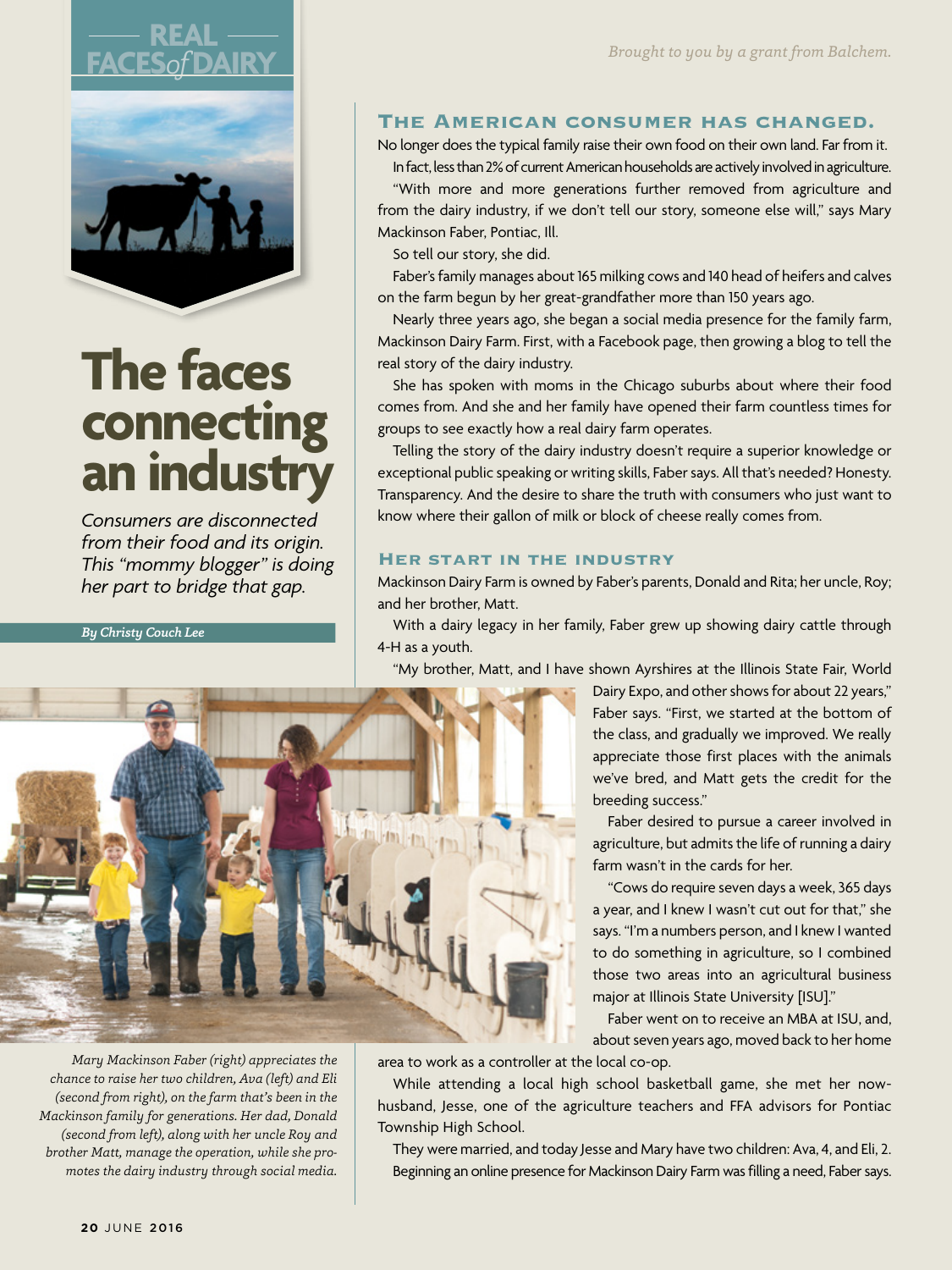REAL FACES of DAIRY

Brought to you by a grant from Balchem.

# The faces connecting an industry

*Consumers are disconnected from their food and its origin. This "mommy blogger" is doing her part to bridge that gap.*

*By Christy Couch Lee*

## The American consumer has changed.

No longer does the typical family raise their own food on their own land. Far from it.

In fact, less than 2% of current American households are actively involved in agriculture.

"With more and more generations further removed from agriculture and from the dairy industry, if we don't tell our story, someone else will," says Mary Mackinson Faber, Pontiac, Ill.

So tell our story, she did.

Faber's family manages about 165 milking cows and 140 head of heifers and calves on the farm begun by her great-grandfather more than 150 years ago.

Nearly three years ago, she began a social media presence for the family farm, Mackinson Dairy Farm. First, with a Facebook page, then growing a blog to tell the real story of the dairy industry.

She has spoken with moms in the Chicago suburbs about where their food comes from. And she and her family have opened their farm countless times for groups to see exactly how a real dairy farm operates.

Telling the story of the dairy industry doesn't require a superior knowledge or exceptional public speaking or writing skills, Faber says. All that's needed? Honesty. Transparency. And the desire to share the truth with consumers who just want to know where their gallon of milk or block of cheese really comes from.

## Her start in the industry

Mackinson Dairy Farm is owned by Faber's parents, Donald and Rita; her uncle, Roy; and her brother, Matt.

With a dairy legacy in her family, Faber grew up showing dairy cattle through 4-H as a youth.

"My brother, Matt, and I have shown Ayrshires at the Illinois State Fair, World Dairy Expo, and other shows for about 22 years," Faber says. "First, we started at the bottom of the class, and gradually we improved. We really appreciate those first places with the animals we've bred, and Matt gets the credit for the breeding success."

Faber desired to pursue a career involved in agriculture, but admits the life of running a dairy farm wasn't in the cards for her.

"Cows do require seven days a week, 365 days a year, and I knew I wasn't cut out for that," she says. "I'm a numbers person, and I knew I wanted to do something in agriculture, so I combined those two areas into an agricultural business major at Illinois State University [ISU]."

Faber went on to receive an MBA at ISU, and, about seven years ago, moved back to her home area to work as a controller at the local co-op.

While attending a local high school basketball game, she met her now-husband, Jesse, one of the agriculture teachers and FFA advisors for Pontiac Township High School.

They were married, and today Jesse and Mary have two children: Ava, 4, and Eli, 2. Beginning an online presence for Mackinson Dairy Farm was filling a need, Faber says.

*Mary Mackinson Faber (right) appreciates the chance to raise her two children, Ava (left) and Eli (second from right), on the farm that's been in the Mackinson family for generations. Her dad, Donald (second from left), along with her uncle Roy and brother Matt, manage the operation, while she promotes the dairy industry through social media.*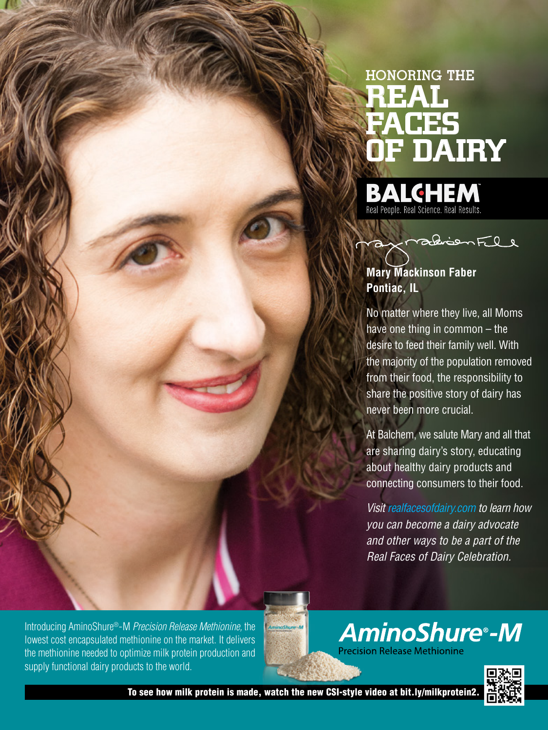# HONORING THE REAL FACES OF DAIRY

**BALCHEM**™
Real People. Real Science. Real Results.

**Mary Mackinson Faber**
**Pontiac, IL**

No matter where they live, all Moms have one thing in common – the desire to feed their family well. With the majority of the population removed from their food, the responsibility to share the positive story of dairy has never been more crucial.

At Balchem, we salute Mary and all that are sharing dairy's story, educating about healthy dairy products and connecting consumers to their food.

*Visit realfacesofdairy.com to learn how you can become a dairy advocate and other ways to be a part of the Real Faces of Dairy Celebration.*

Introducing AminoShure®-M *Precision Release Methionine*, the lowest cost encapsulated methionine on the market. It delivers the methionine needed to optimize milk protein production and supply functional dairy products to the world.

**AminoShure®-M**
Precision Release Methionine

**To see how milk protein is made, watch the new CSI-style video at bit.ly/milkprotein2.**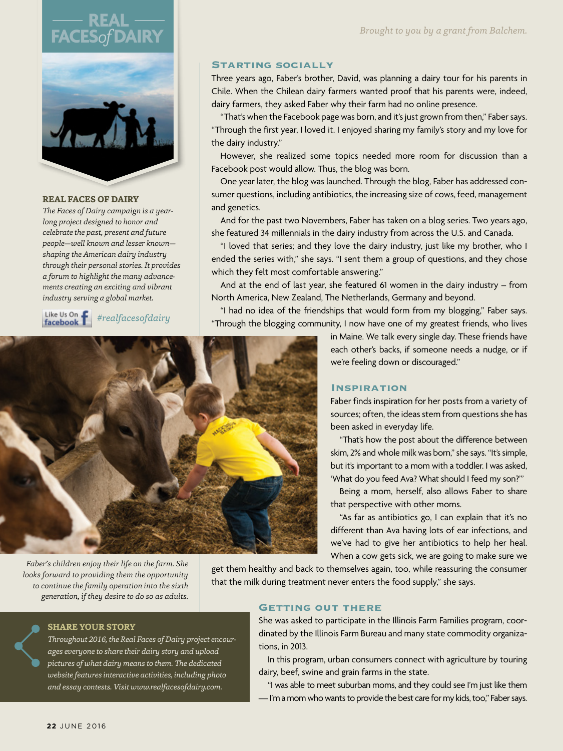# REAL FACES *of* DAIRY

*Brought to you by a grant from Balchem.*

**REAL FACES OF DAIRY**

*The Faces of Dairy campaign is a year-long project designed to honor and celebrate the past, present and future people—well known and lesser known—shaping the American dairy industry through their personal stories. It provides a forum to highlight the many advancements creating an exciting and vibrant industry serving a global market.*

Like Us On facebook *#realfacesofdairy*

## Starting socially

Three years ago, Faber's brother, David, was planning a dairy tour for his parents in Chile. When the Chilean dairy farmers wanted proof that his parents were, indeed, dairy farmers, they asked Faber why their farm had no online presence.

"That's when the Facebook page was born, and it's just grown from then," Faber says. "Through the first year, I loved it. I enjoyed sharing my family's story and my love for the dairy industry."

However, she realized some topics needed more room for discussion than a Facebook post would allow. Thus, the blog was born.

One year later, the blog was launched. Through the blog, Faber has addressed consumer questions, including antibiotics, the increasing size of cows, feed, management and genetics.

And for the past two Novembers, Faber has taken on a blog series. Two years ago, she featured 34 millennials in the dairy industry from across the U.S. and Canada.

"I loved that series; and they love the dairy industry, just like my brother, who I ended the series with," she says. "I sent them a group of questions, and they chose which they felt most comfortable answering."

And at the end of last year, she featured 61 women in the dairy industry – from North America, New Zealand, The Netherlands, Germany and beyond.

"I had no idea of the friendships that would form from my blogging," Faber says. "Through the blogging community, I now have one of my greatest friends, who lives in Maine. We talk every single day. These friends have each other's backs, if someone needs a nudge, or if we're feeling down or discouraged."

## Inspiration

Faber finds inspiration for her posts from a variety of sources; often, the ideas stem from questions she has been asked in everyday life.

"That's how the post about the difference between skim, 2% and whole milk was born," she says. "It's simple, but it's important to a mom with a toddler. I was asked, 'What do you feed Ava? What should I feed my son?'"

Being a mom, herself, also allows Faber to share that perspective with other moms.

"As far as antibiotics go, I can explain that it's no different than Ava having lots of ear infections, and we've had to give her antibiotics to help her heal. When a cow gets sick, we are going to make sure we get them healthy and back to themselves again, too, while reassuring the consumer that the milk during treatment never enters the food supply," she says.

*Faber's children enjoy their life on the farm. She looks forward to providing them the opportunity to continue the family operation into the sixth generation, if they desire to do so as adults.*

## Getting out there

She was asked to participate in the Illinois Farm Families program, coordinated by the Illinois Farm Bureau and many state commodity organizations, in 2013.

In this program, urban consumers connect with agriculture by touring dairy, beef, swine and grain farms in the state.

"I was able to meet suburban moms, and they could see I'm just like them — I'm a mom who wants to provide the best care for my kids, too," Faber says.

**SHARE YOUR STORY**

*Throughout 2016, the Real Faces of Dairy project encourages everyone to share their dairy story and upload pictures of what dairy means to them. The dedicated website features interactive activities, including photo and essay contests. Visit www.realfacesofdairy.com.*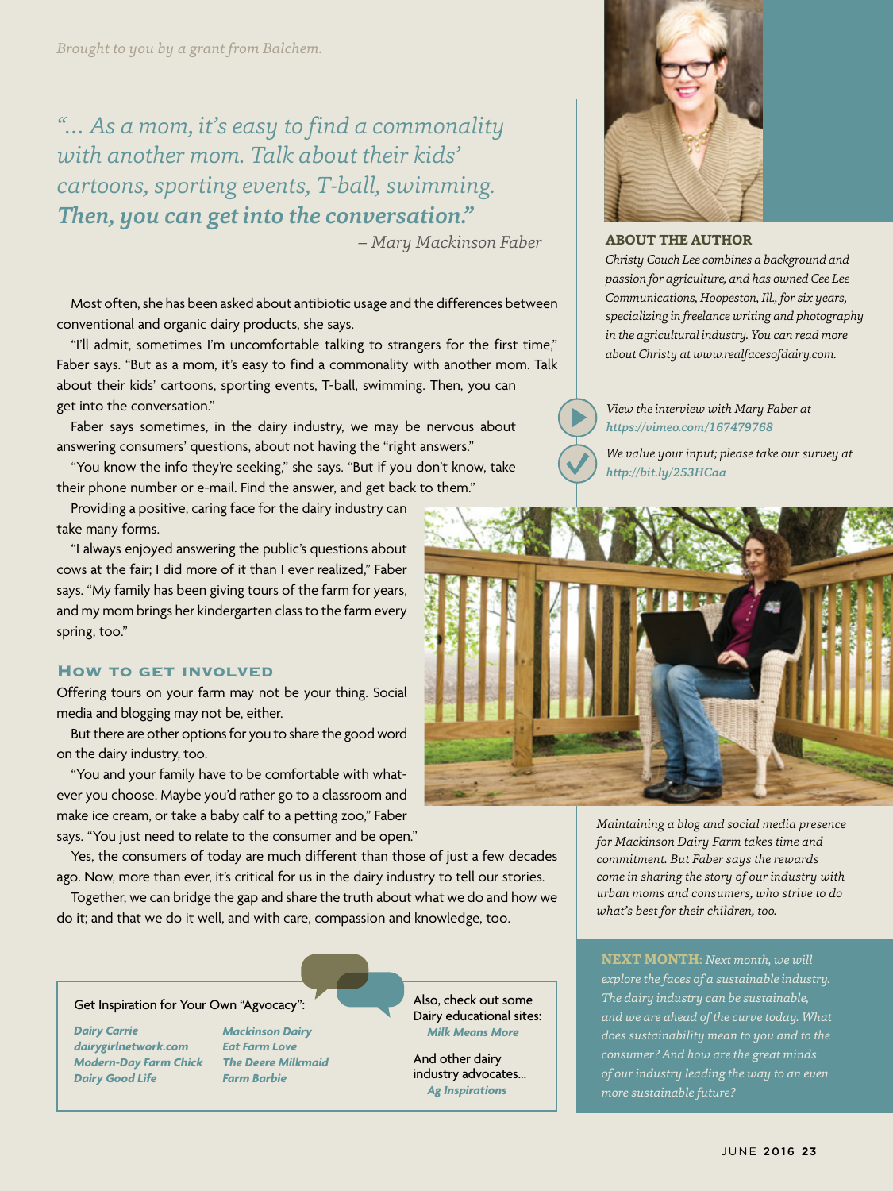*Brought to you by a grant from Balchem.*

> *"... As a mom, it's easy to find a commonality with another mom. Talk about their kids' cartoons, sporting events, T-ball, swimming.* ***Then, you can get into the conversation."***
>
> *– Mary Mackinson Faber*

Most often, she has been asked about antibiotic usage and the differences between conventional and organic dairy products, she says.

"I'll admit, sometimes I'm uncomfortable talking to strangers for the first time," Faber says. "But as a mom, it's easy to find a commonality with another mom. Talk about their kids' cartoons, sporting events, T-ball, swimming. Then, you can get into the conversation."

Faber says sometimes, in the dairy industry, we may be nervous about answering consumers' questions, about not having the "right answers."

"You know the info they're seeking," she says. "But if you don't know, take their phone number or e-mail. Find the answer, and get back to them."

Providing a positive, caring face for the dairy industry can take many forms.

"I always enjoyed answering the public's questions about cows at the fair; I did more of it than I ever realized," Faber says. "My family has been giving tours of the farm for years, and my mom brings her kindergarten class to the farm every spring, too."

## How to get involved

Offering tours on your farm may not be your thing. Social media and blogging may not be, either.

But there are other options for you to share the good word on the dairy industry, too.

"You and your family have to be comfortable with whatever you choose. Maybe you'd rather go to a classroom and make ice cream, or take a baby calf to a petting zoo," Faber says. "You just need to relate to the consumer and be open."

Yes, the consumers of today are much different than those of just a few decades ago. Now, more than ever, it's critical for us in the dairy industry to tell our stories.

Together, we can bridge the gap and share the truth about what we do and how we do it; and that we do it well, and with care, compassion and knowledge, too.

*Maintaining a blog and social media presence for Mackinson Dairy Farm takes time and commitment. But Faber says the rewards come in sharing the story of our industry with urban moms and consumers, who strive to do what's best for their children, too.*

### ABOUT THE AUTHOR

*Christy Couch Lee combines a background and passion for agriculture, and has owned Cee Lee Communications, Hoopeston, Ill., for six years, specializing in freelance writing and photography in the agricultural industry. You can read more about Christy at www.realfacesofdairy.com.*

*View the interview with Mary Faber at* ***https://vimeo.com/167479768***

*We value your input; please take our survey at* ***http://bit.ly/253HCaa***

Get Inspiration for Your Own "Agvocacy":

***Dairy Carrie***
***dairygirlnetwork.com***
***Modern-Day Farm Chick***
***Dairy Good Life***
***Mackinson Dairy***
***Eat Farm Love***
***The Deere Milkmaid***
***Farm Barbie***

Also, check out some Dairy educational sites:
***Milk Means More***

And other dairy industry advocates...
***Ag Inspirations***

**NEXT MONTH:** *Next month, we will explore the faces of a sustainable industry. The dairy industry can be sustainable, and we are ahead of the curve today. What does sustainability mean to you and to the consumer? And how are the great minds of our industry leading the way to an even more sustainable future?*